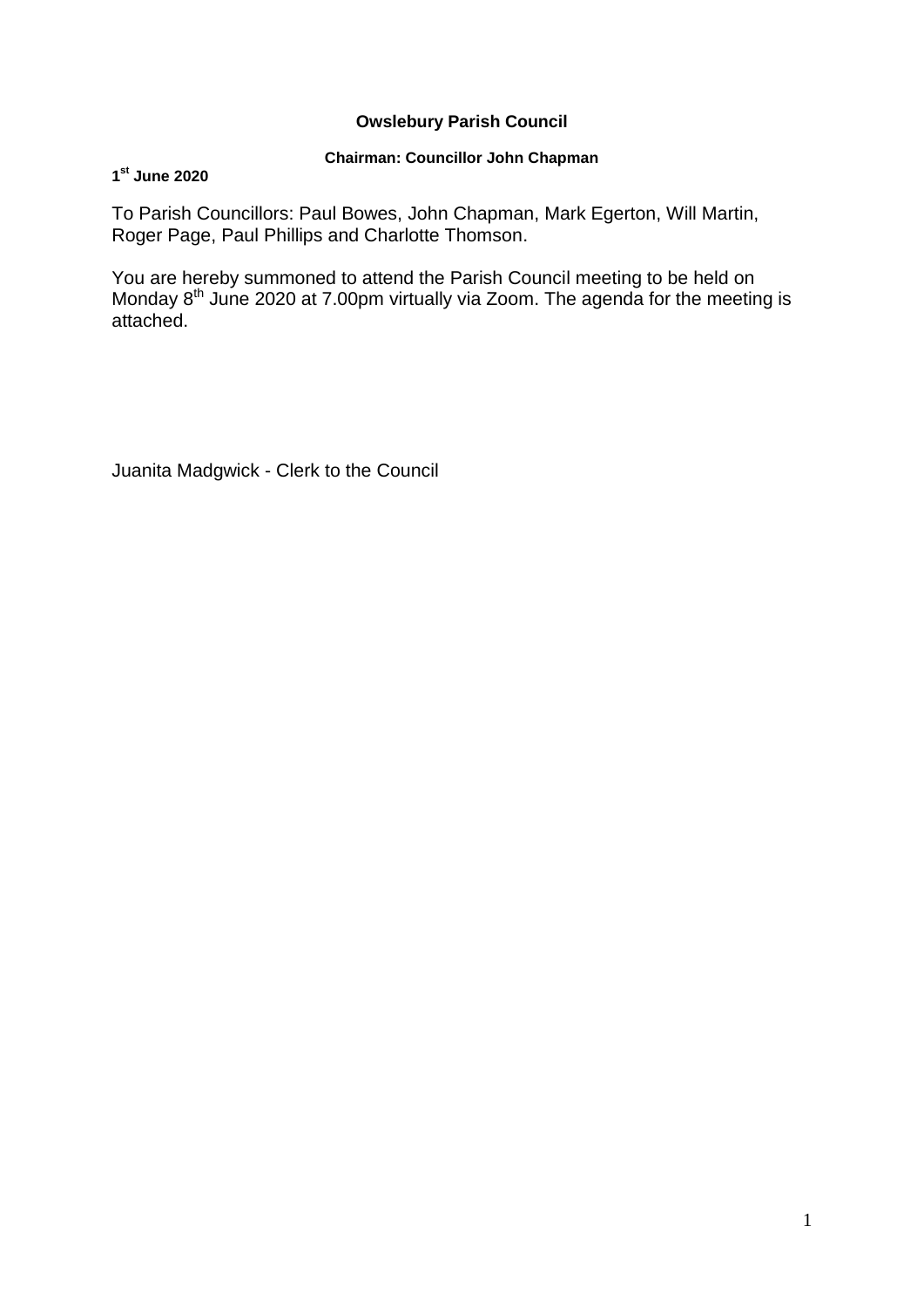**Owslebury Parish Council**

**Chairman: Councillor John Chapman**

**1st June 2020**

To Parish Councillors: Paul Bowes, John Chapman, Mark Egerton, Will Martin, Roger Page, Paul Phillips and Charlotte Thomson.

You are hereby summoned to attend the Parish Council meeting to be held on Monday 8th June 2020 at 7.00pm virtually via Zoom. The agenda for the meeting is attached.

Juanita Madgwick - Clerk to the Council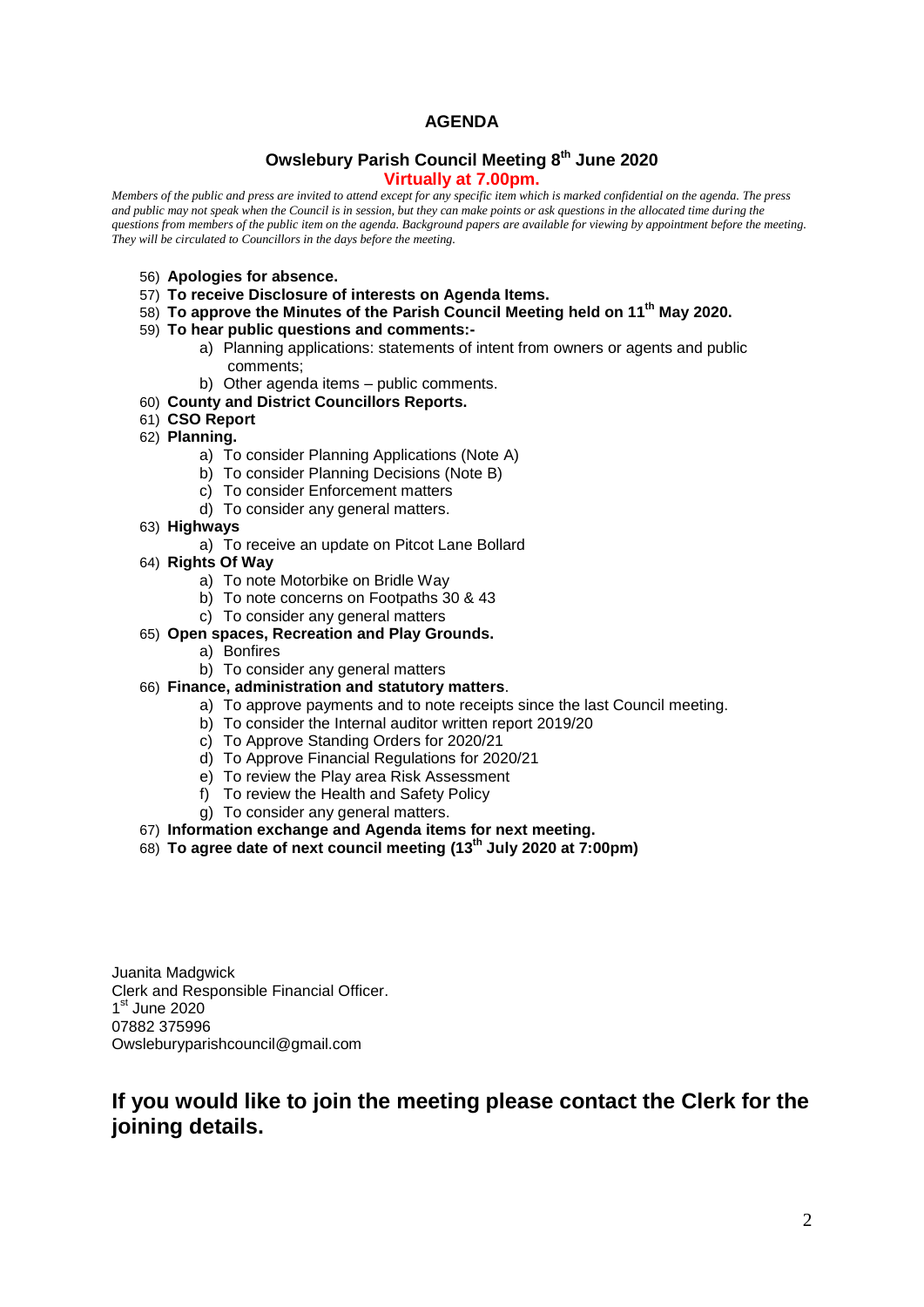# AGENDA

## Owslebury Parish Council Meeting 8th June 2020

**Virtually at 7.00pm.**

*Members of the public and press are invited to attend except for any specific item which is marked confidential on the agenda. The press and public may not speak when the Council is in session, but they can make points or ask questions in the allocated time during the questions from members of the public item on the agenda. Background papers are available for viewing by appointment before the meeting. They will be circulated to Councillors in the days before the meeting.*

56) **Apologies for absence.**

57) **To receive Disclosure of interests on Agenda Items.**

58) **To approve the Minutes of the Parish Council Meeting held on 11th May 2020.**

59) **To hear public questions and comments:-**
   - a) Planning applications: statements of intent from owners or agents and public comments;
   - b) Other agenda items – public comments.

60) **County and District Councillors Reports.**

61) **CSO Report**

62) **Planning.**
   - a) To consider Planning Applications (Note A)
   - b) To consider Planning Decisions (Note B)
   - c) To consider Enforcement matters
   - d) To consider any general matters.

63) **Highways**
   - a) To receive an update on Pitcot Lane Bollard

64) **Rights Of Way**
   - a) To note Motorbike on Bridle Way
   - b) To note concerns on Footpaths 30 & 43
   - c) To consider any general matters

65) **Open spaces, Recreation and Play Grounds.**
   - a) Bonfires
   - b) To consider any general matters

66) **Finance, administration and statutory matters**.
   - a) To approve payments and to note receipts since the last Council meeting.
   - b) To consider the Internal auditor written report 2019/20
   - c) To Approve Standing Orders for 2020/21
   - d) To Approve Financial Regulations for 2020/21
   - e) To review the Play area Risk Assessment
   - f) To review the Health and Safety Policy
   - g) To consider any general matters.

67) **Information exchange and Agenda items for next meeting.**

68) **To agree date of next council meeting (13th July 2020 at 7:00pm)**

Juanita Madgwick
Clerk and Responsible Financial Officer.
1st June 2020
07882 375996
Owsleburyparishcouncil@gmail.com

## If you would like to join the meeting please contact the Clerk for the joining details.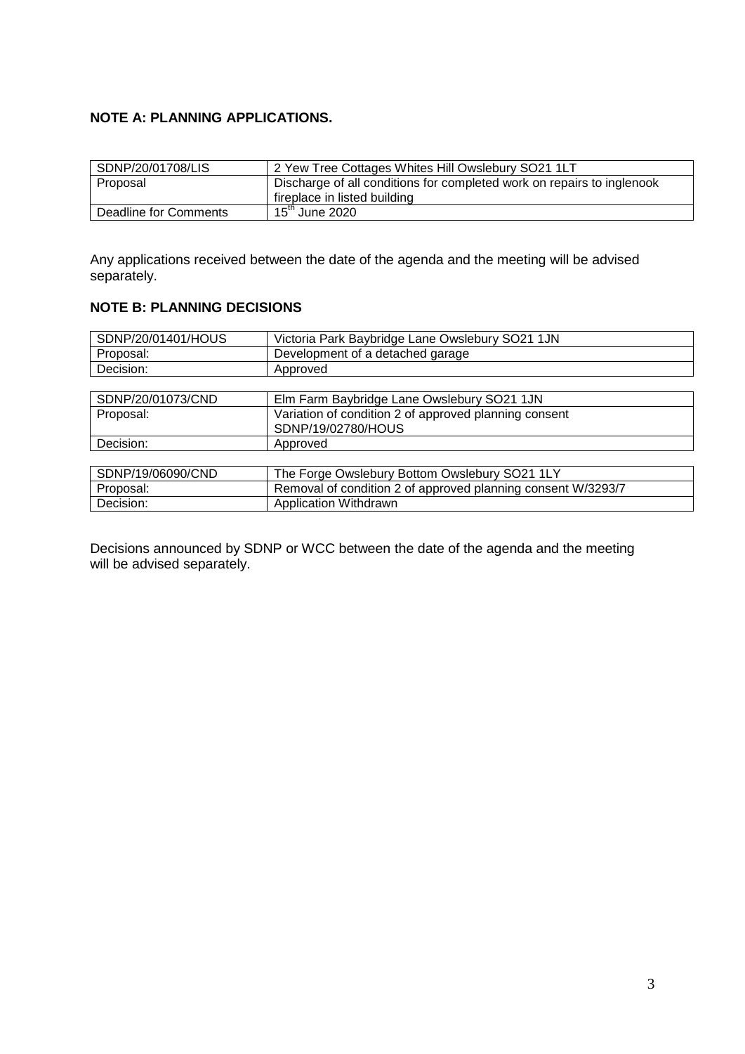**NOTE A: PLANNING APPLICATIONS.**

| | |
|---|---|
| SDNP/20/01708/LIS | 2 Yew Tree Cottages Whites Hill Owslebury SO21 1LT |
| Proposal | Discharge of all conditions for completed work on repairs to inglenook fireplace in listed building |
| Deadline for Comments | 15th June 2020 |

Any applications received between the date of the agenda and the meeting will be advised separately.

**NOTE B: PLANNING DECISIONS**

| | |
|---|---|
| SDNP/20/01401/HOUS | Victoria Park Baybridge Lane Owslebury SO21 1JN |
| Proposal: | Development of a detached garage |
| Decision: | Approved |

| | |
|---|---|
| SDNP/20/01073/CND | Elm Farm Baybridge Lane Owslebury SO21 1JN |
| Proposal: | Variation of condition 2 of approved planning consent SDNP/19/02780/HOUS |
| Decision: | Approved |

| | |
|---|---|
| SDNP/19/06090/CND | The Forge Owslebury Bottom Owslebury SO21 1LY |
| Proposal: | Removal of condition 2 of approved planning consent W/3293/7 |
| Decision: | Application Withdrawn |

Decisions announced by SDNP or WCC between the date of the agenda and the meeting will be advised separately.